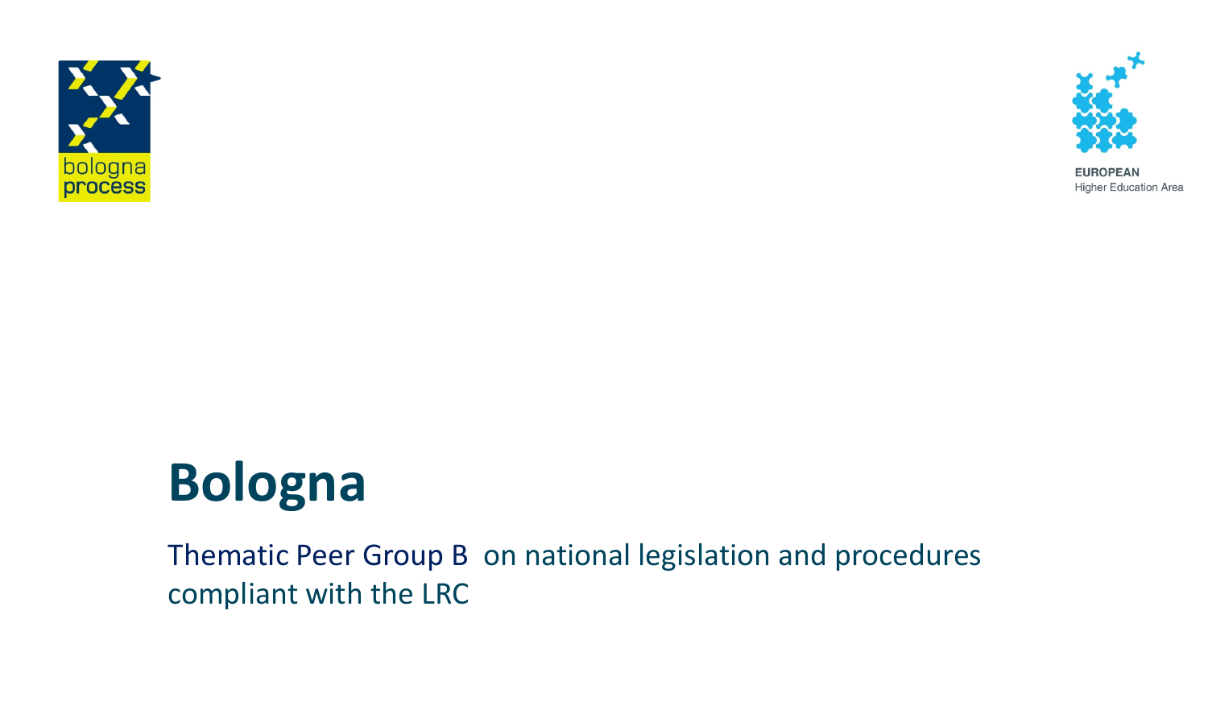# Bologna

Thematic Peer Group B on national legislation and procedures compliant with the LRC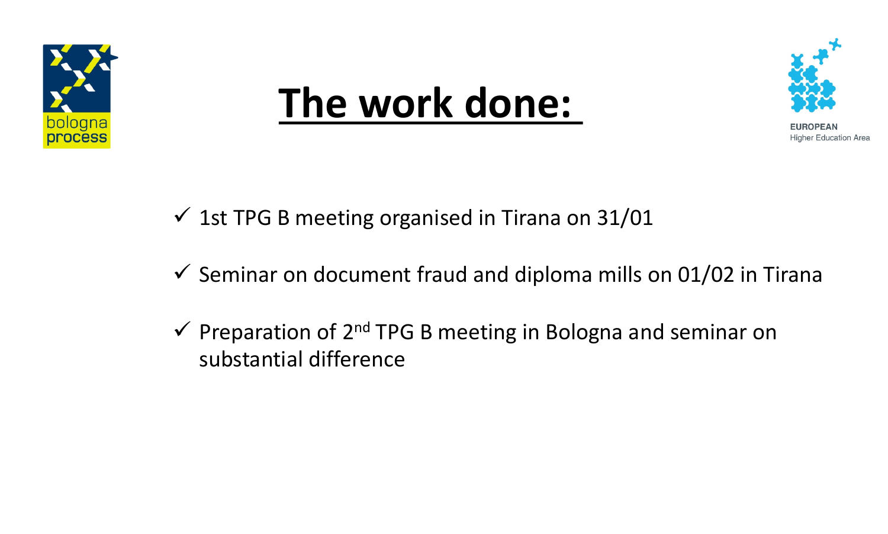# The work done:

- ✓ 1st TPG B meeting organised in Tirana on 31/01
- ✓ Seminar on document fraud and diploma mills on 01/02 in Tirana
- ✓ Preparation of 2nd TPG B meeting in Bologna and seminar on substantial difference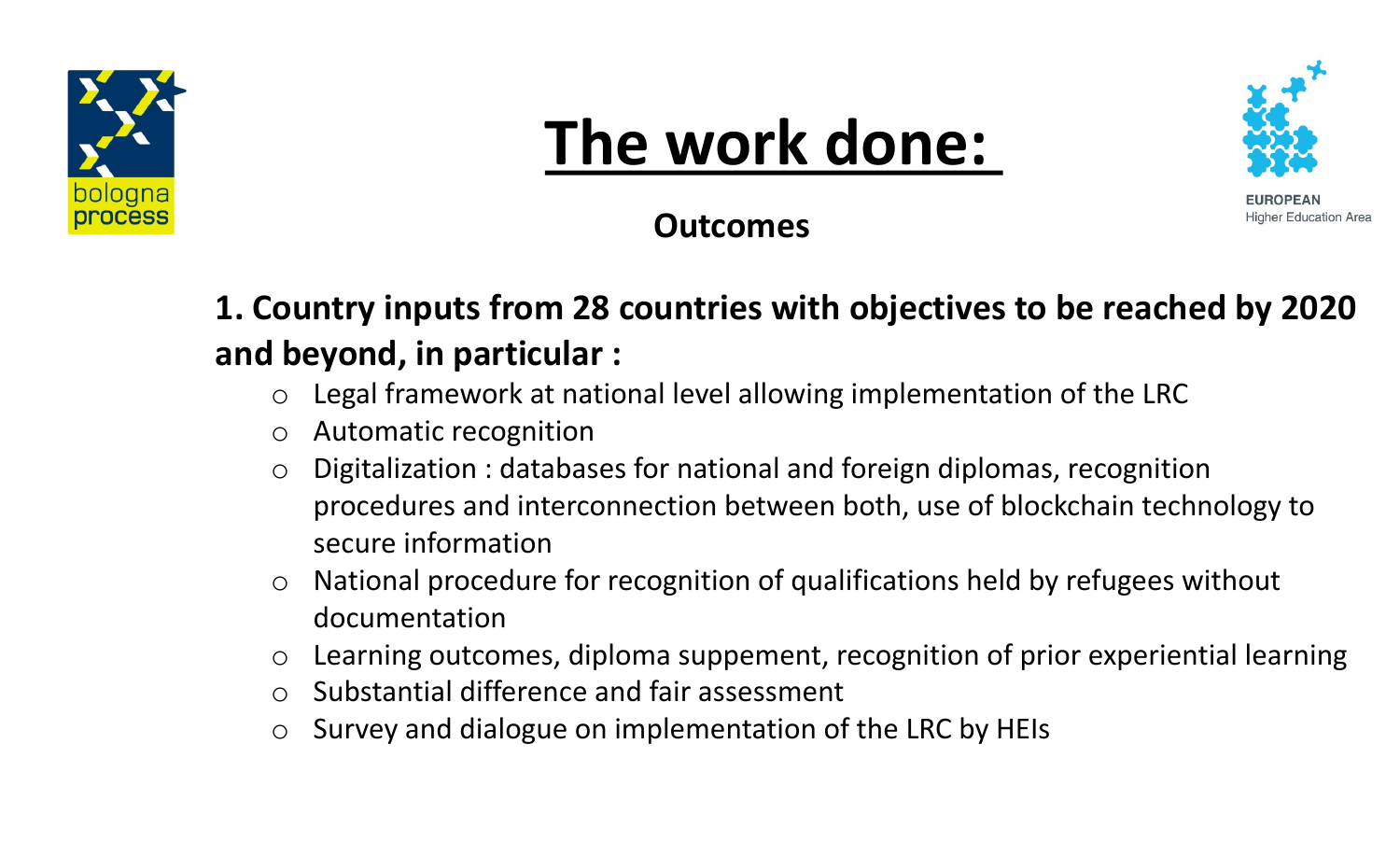# The work done:

## Outcomes

**1. Country inputs from 28 countries with objectives to be reached by 2020 and beyond, in particular :**

- Legal framework at national level allowing implementation of the LRC
- Automatic recognition
- Digitalization : databases for national and foreign diplomas, recognition procedures and interconnection between both, use of blockchain technology to secure information
- National procedure for recognition of qualifications held by refugees without documentation
- Learning outcomes, diploma suppement, recognition of prior experiential learning
- Substantial difference and fair assessment
- Survey and dialogue on implementation of the LRC by HEIs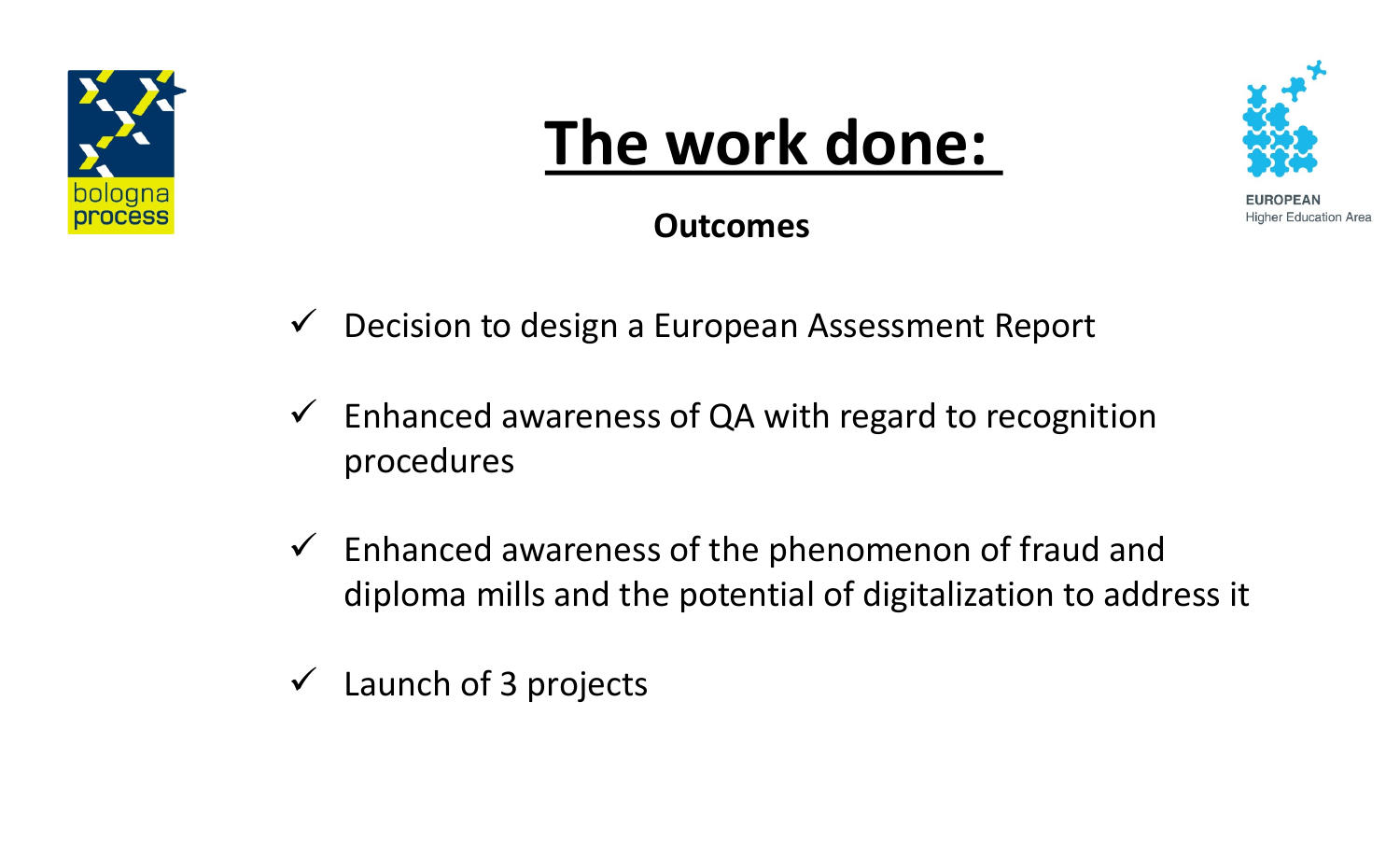# The work done:

**Outcomes**

- ✓ Decision to design a European Assessment Report
- ✓ Enhanced awareness of QA with regard to recognition procedures
- ✓ Enhanced awareness of the phenomenon of fraud and diploma mills and the potential of digitalization to address it
- ✓ Launch of 3 projects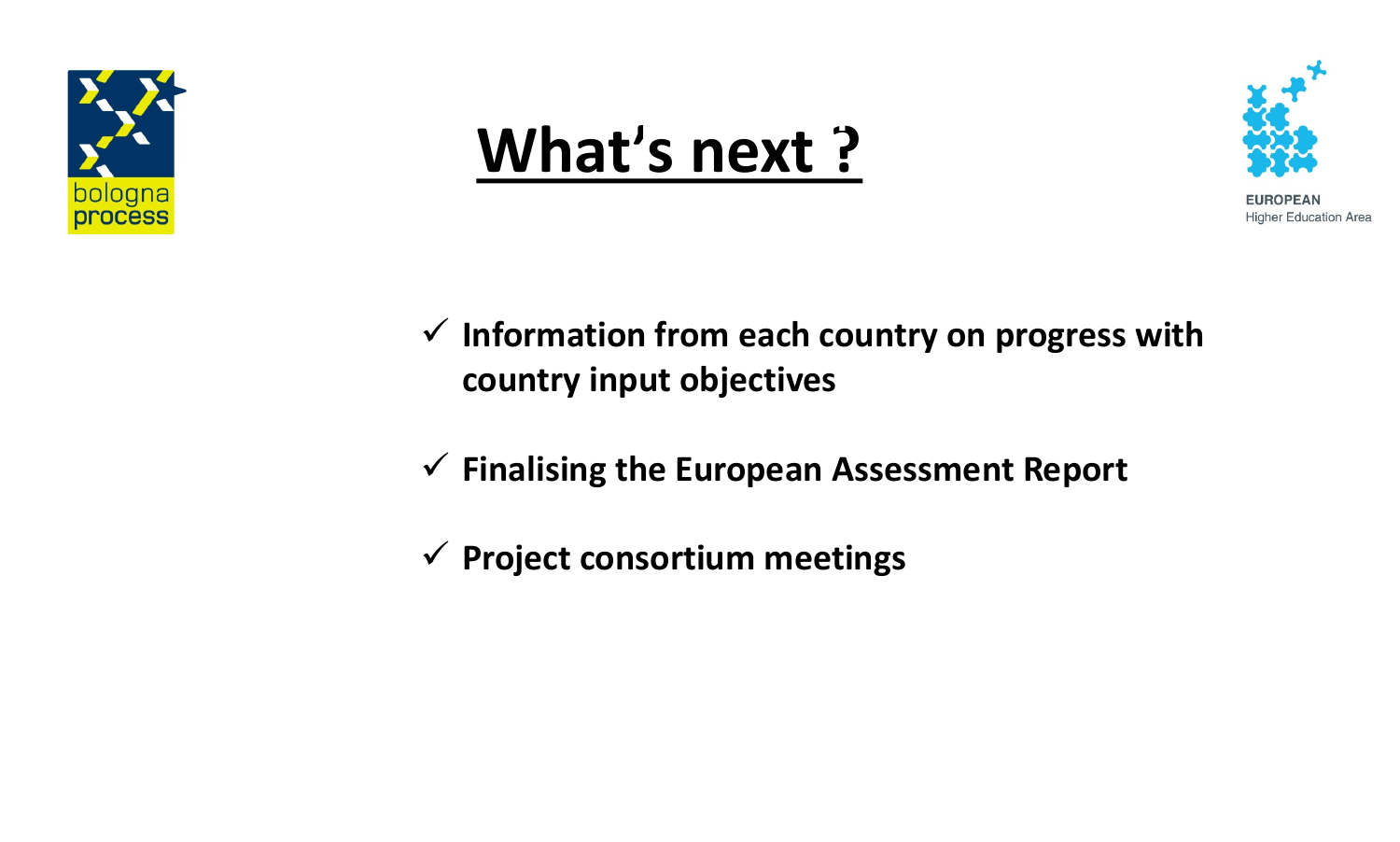# What's next ?

- ✓ Information from each country on progress with country input objectives
- ✓ Finalising the European Assessment Report
- ✓ Project consortium meetings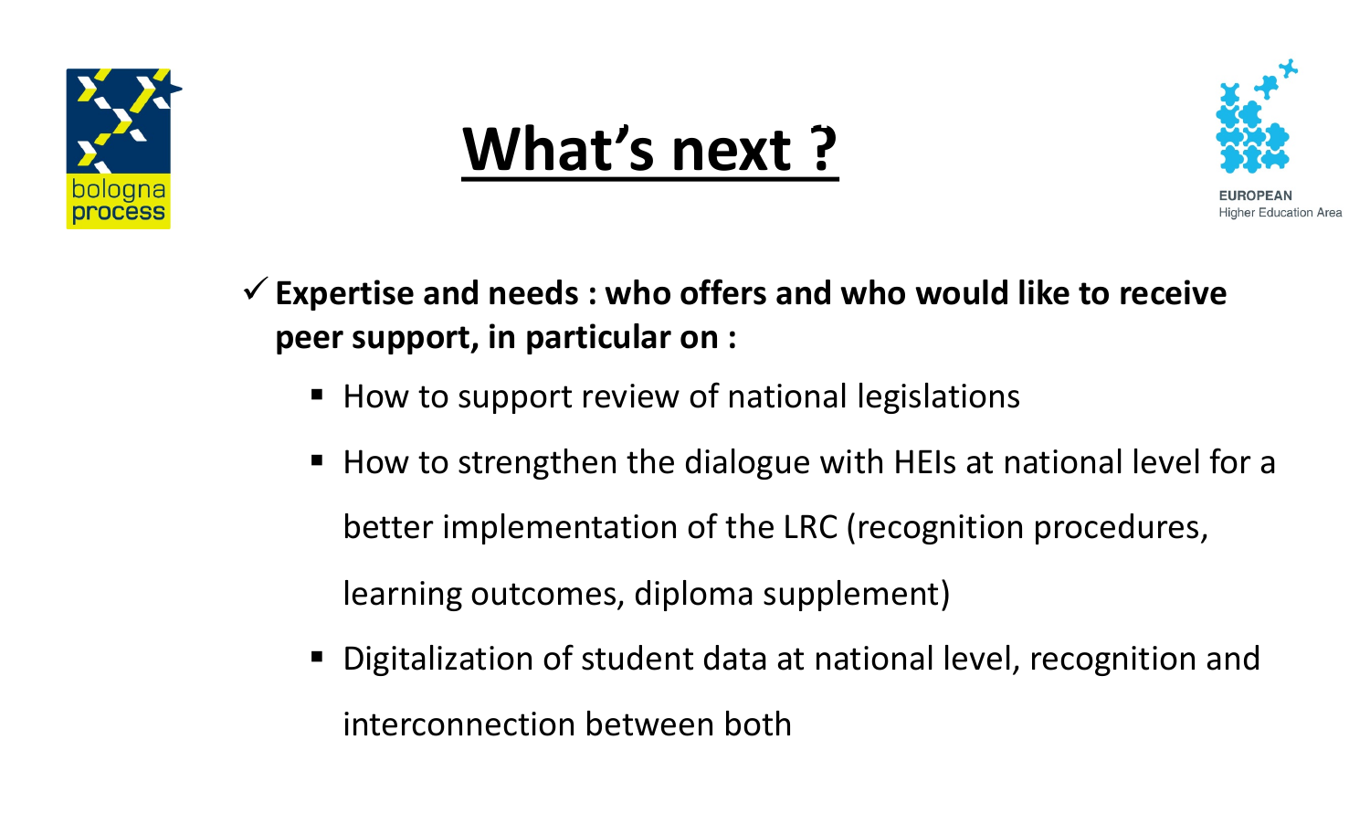# What's next ?

- ✓ **Expertise and needs : who offers and who would like to receive peer support, in particular on :**
  - How to support review of national legislations
  - How to strengthen the dialogue with HEIs at national level for a better implementation of the LRC (recognition procedures, learning outcomes, diploma supplement)
  - Digitalization of student data at national level, recognition and interconnection between both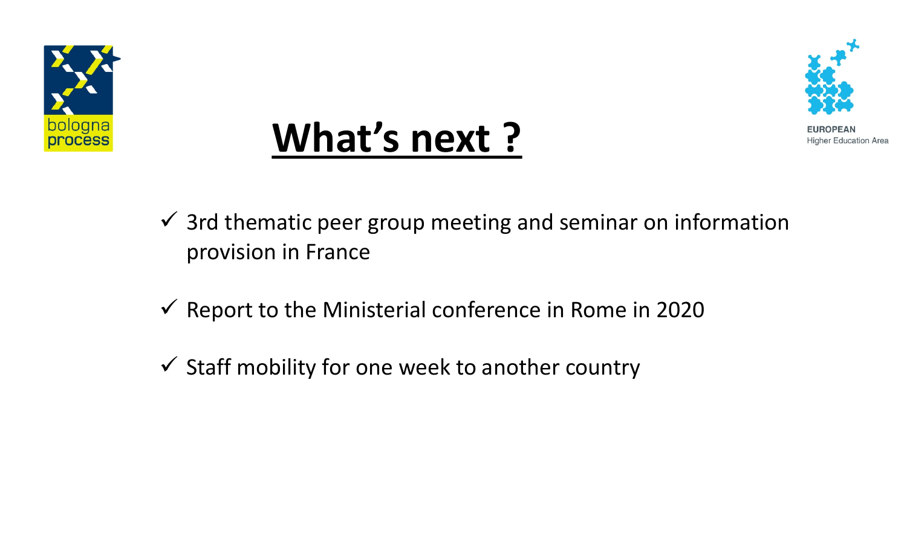bologna process

# What's next ?

EUROPEAN Higher Education Area

- ✓ 3rd thematic peer group meeting and seminar on information provision in France
- ✓ Report to the Ministerial conference in Rome in 2020
- ✓ Staff mobility for one week to another country